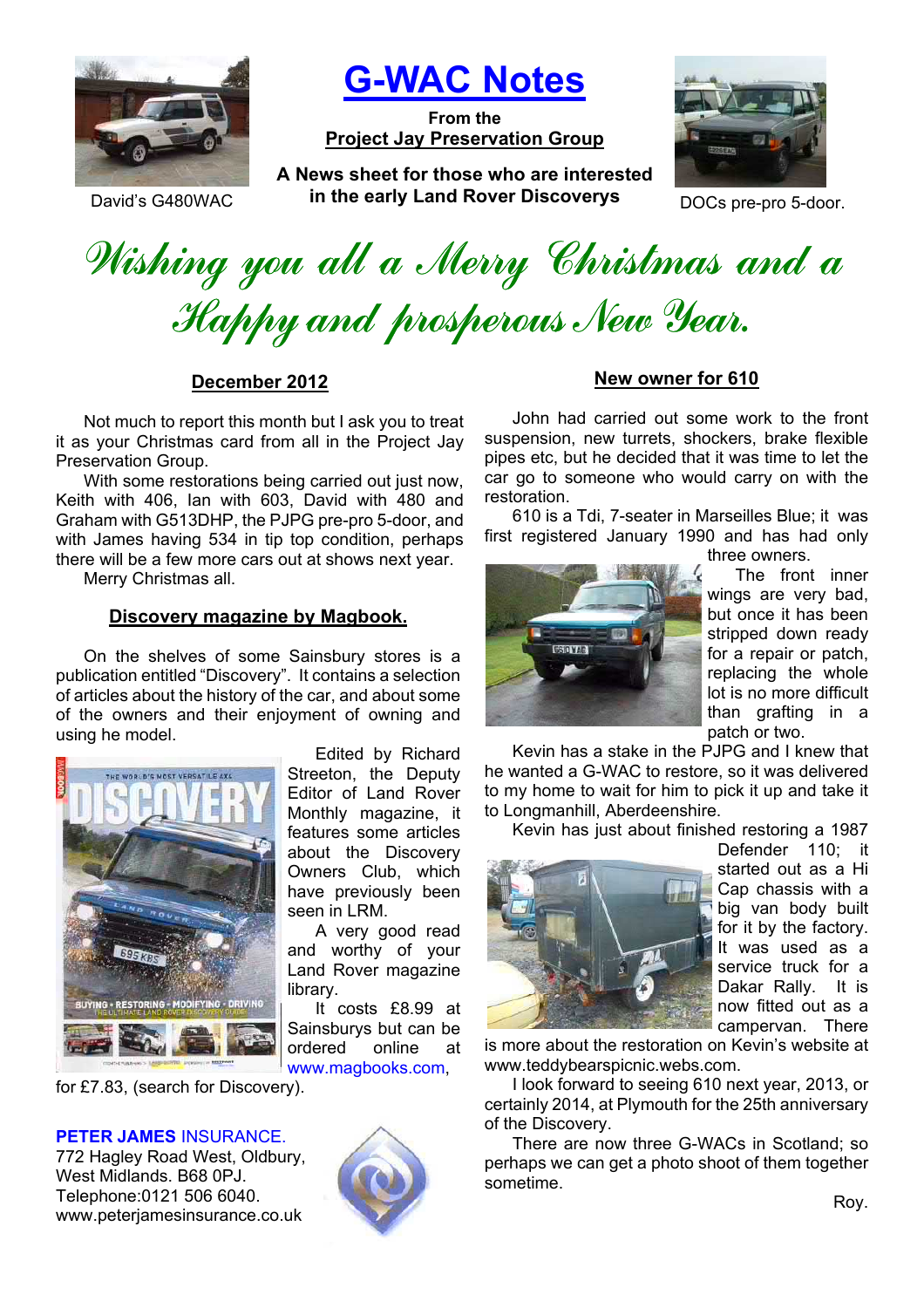# G-WAC Notes

**From the**
**Project Jay Preservation Group**

**A News sheet for those who are interested in the early Land Rover Discoverys**

David's G480WAC

DOCs pre-pro 5-door.

*Wishing you all a Merry Christmas and a Happy and prosperous New Year.*

## December 2012

Not much to report this month but I ask you to treat it as your Christmas card from all in the Project Jay Preservation Group.

With some restorations being carried out just now, Keith with 406, Ian with 603, David with 480 and Graham with G513DHP, the PJPG pre-pro 5-door, and with James having 534 in tip top condition, perhaps there will be a few more cars out at shows next year.

Merry Christmas all.

## Discovery magazine by Magbook.

On the shelves of some Sainsbury stores is a publication entitled "Discovery". It contains a selection of articles about the history of the car, and about some of the owners and their enjoyment of owning and using he model.

Edited by Richard Streeton, the Deputy Editor of Land Rover Monthly magazine, it features some articles about the Discovery Owners Club, which have previously been seen in LRM.

A very good read and worthy of your Land Rover magazine library.

It costs £8.99 at Sainsburys but can be ordered online at www.magbooks.com, for £7.83, (search for Discovery).

**PETER JAMES** INSURANCE.
772 Hagley Road West, Oldbury, West Midlands. B68 0PJ.
Telephone:0121 506 6040.
www.peterjamesinsurance.co.uk

## New owner for 610

John had carried out some work to the front suspension, new turrets, shockers, brake flexible pipes etc, but he decided that it was time to let the car go to someone who would carry on with the restoration.

610 is a Tdi, 7-seater in Marseilles Blue; it was first registered January 1990 and has had only three owners.

The front inner wings are very bad, but once it has been stripped down ready for a repair or patch, replacing the whole lot is no more difficult than grafting in a patch or two.

Kevin has a stake in the PJPG and I knew that he wanted a G-WAC to restore, so it was delivered to my home to wait for him to pick it up and take it to Longmanhill, Aberdeenshire.

Kevin has just about finished restoring a 1987 Defender 110; it started out as a Hi Cap chassis with a big van body built for it by the factory. It was used as a service truck for a Dakar Rally. It is now fitted out as a campervan. There is more about the restoration on Kevin's website at www.teddybearspicnic.webs.com.

I look forward to seeing 610 next year, 2013, or certainly 2014, at Plymouth for the 25th anniversary of the Discovery.

There are now three G-WACs in Scotland; so perhaps we can get a photo shoot of them together sometime.

Roy.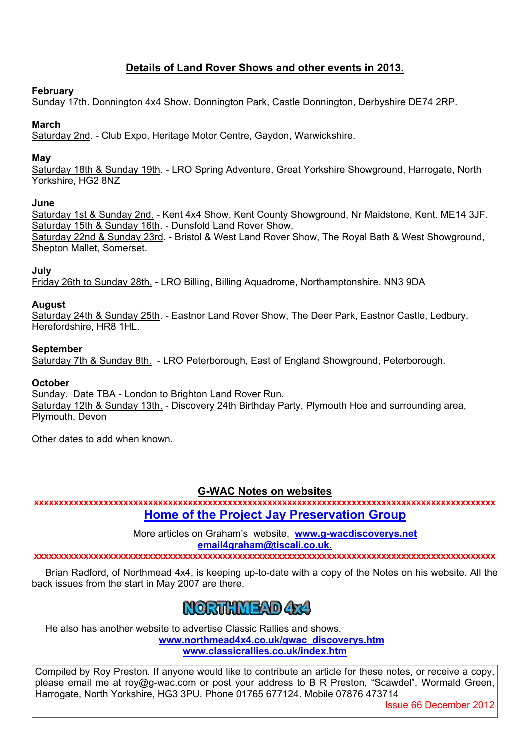## Details of Land Rover Shows and other events in 2013.

**February**
Sunday 17th. Donnington 4x4 Show. Donnington Park, Castle Donnington, Derbyshire DE74 2RP.

**March**
Saturday 2nd. - Club Expo, Heritage Motor Centre, Gaydon, Warwickshire.

**May**
Saturday 18th & Sunday 19th. - LRO Spring Adventure, Great Yorkshire Showground, Harrogate, North Yorkshire, HG2 8NZ

**June**
Saturday 1st & Sunday 2nd. - Kent 4x4 Show, Kent County Showground, Nr Maidstone, Kent. ME14 3JF.
Saturday 15th & Sunday 16th. - Dunsfold Land Rover Show,
Saturday 22nd & Sunday 23rd. - Bristol & West Land Rover Show, The Royal Bath & West Showground, Shepton Mallet, Somerset.

**July**
Friday 26th to Sunday 28th. - LRO Billing, Billing Aquadrome, Northamptonshire. NN3 9DA

**August**
Saturday 24th & Sunday 25th. - Eastnor Land Rover Show, The Deer Park, Eastnor Castle, Ledbury, Herefordshire, HR8 1HL.

**September**
Saturday 7th & Sunday 8th. - LRO Peterborough, East of England Showground, Peterborough.

**October**
Sunday. Date TBA - London to Brighton Land Rover Run.
Saturday 12th & Sunday 13th. - Discovery 24th Birthday Party, Plymouth Hoe and surrounding area, Plymouth, Devon

Other dates to add when known.

## G-WAC Notes on websites

xxxxxxxxxxxxxxxxxxxxxxxxxxxxxxxxxxxxxxxxxxxxxxxxxxxxxxxxxxxxxxxxxxxxxxxxxxxxxxxxxxxxxxxxxxxx

## Home of the Project Jay Preservation Group

More articles on Graham's website, **www.g-wacdiscoverys.net**
**email4graham@tiscali.co.uk.**

xxxxxxxxxxxxxxxxxxxxxxxxxxxxxxxxxxxxxxxxxxxxxxxxxxxxxxxxxxxxxxxxxxxxxxxxxxxxxxxxxxxxxxxxxxxx

Brian Radford, of Northmead 4x4, is keeping up-to-date with a copy of the Notes on his website. All the back issues from the start in May 2007 are there.

NORTHMEAD 4x4

He also has another website to advertise Classic Rallies and shows.
**www.northmead4x4.co.uk/gwac_discoverys.htm**
**www.classicrallies.co.uk/index.htm**

Compiled by Roy Preston. If anyone would like to contribute an article for these notes, or receive a copy, please email me at roy@g-wac.com or post your address to B R Preston, "Scawdel", Wormald Green, Harrogate, North Yorkshire, HG3 3PU. Phone 01765 677124. Mobile 07876 473714

Issue 66 December 2012